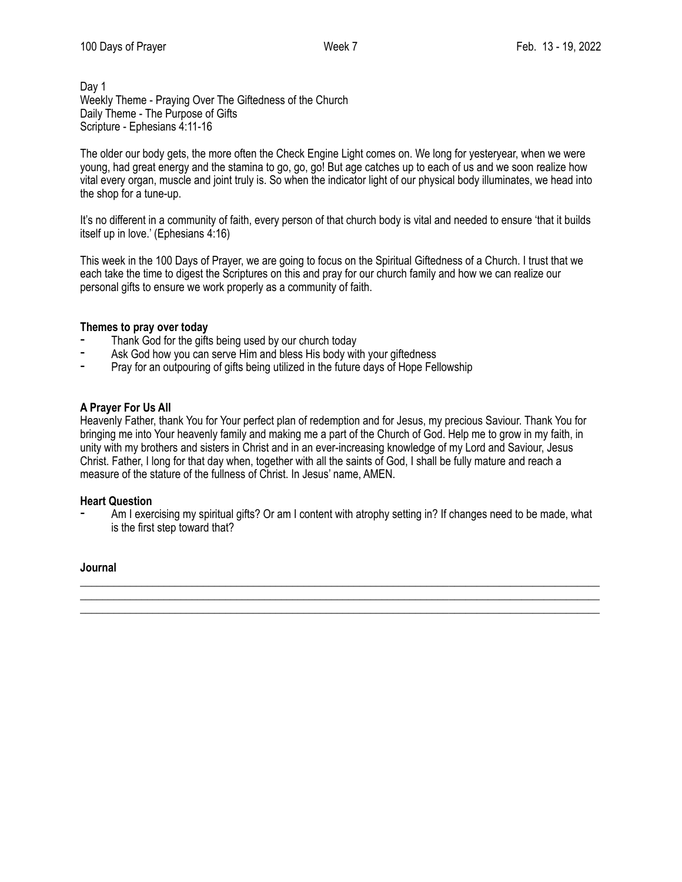Day 1
Weekly Theme - Praying Over The Giftedness of the Church
Daily Theme - The Purpose of Gifts
Scripture - Ephesians 4:11-16

The older our body gets, the more often the Check Engine Light comes on. We long for yesteryear, when we were young, had great energy and the stamina to go, go, go! But age catches up to each of us and we soon realize how vital every organ, muscle and joint truly is. So when the indicator light of our physical body illuminates, we head into the shop for a tune-up.

It's no different in a community of faith, every person of that church body is vital and needed to ensure 'that it builds itself up in love.' (Ephesians 4:16)

This week in the 100 Days of Prayer, we are going to focus on the Spiritual Giftedness of a Church. I trust that we each take the time to digest the Scriptures on this and pray for our church family and how we can realize our personal gifts to ensure we work properly as a community of faith.

**Themes to pray over today**

- Thank God for the gifts being used by our church today
- Ask God how you can serve Him and bless His body with your giftedness
- Pray for an outpouring of gifts being utilized in the future days of Hope Fellowship

**A Prayer For Us All**

Heavenly Father, thank You for Your perfect plan of redemption and for Jesus, my precious Saviour. Thank You for bringing me into Your heavenly family and making me a part of the Church of God. Help me to grow in my faith, in unity with my brothers and sisters in Christ and in an ever-increasing knowledge of my Lord and Saviour, Jesus Christ. Father, I long for that day when, together with all the saints of God, I shall be fully mature and reach a measure of the stature of the fullness of Christ. In Jesus' name, AMEN.

**Heart Question**

- Am I exercising my spiritual gifts? Or am I content with atrophy setting in? If changes need to be made, what is the first step toward that?

**Journal**

___________________________________________________________________________

___________________________________________________________________________

___________________________________________________________________________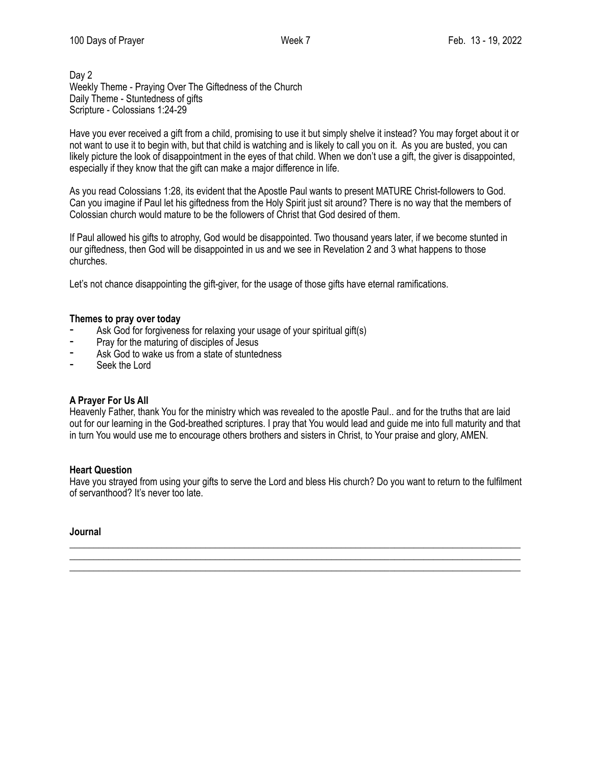Day 2
Weekly Theme - Praying Over The Giftedness of the Church
Daily Theme - Stuntedness of gifts
Scripture - Colossians 1:24-29

Have you ever received a gift from a child, promising to use it but simply shelve it instead? You may forget about it or not want to use it to begin with, but that child is watching and is likely to call you on it. As you are busted, you can likely picture the look of disappointment in the eyes of that child. When we don't use a gift, the giver is disappointed, especially if they know that the gift can make a major difference in life.

As you read Colossians 1:28, its evident that the Apostle Paul wants to present MATURE Christ-followers to God. Can you imagine if Paul let his giftedness from the Holy Spirit just sit around? There is no way that the members of Colossian church would mature to be the followers of Christ that God desired of them.

If Paul allowed his gifts to atrophy, God would be disappointed. Two thousand years later, if we become stunted in our giftedness, then God will be disappointed in us and we see in Revelation 2 and 3 what happens to those churches.

Let's not chance disappointing the gift-giver, for the usage of those gifts have eternal ramifications.

**Themes to pray over today**

- Ask God for forgiveness for relaxing your usage of your spiritual gift(s)
- Pray for the maturing of disciples of Jesus
- Ask God to wake us from a state of stuntedness
- Seek the Lord

**A Prayer For Us All**

Heavenly Father, thank You for the ministry which was revealed to the apostle Paul.. and for the truths that are laid out for our learning in the God-breathed scriptures. I pray that You would lead and guide me into full maturity and that in turn You would use me to encourage others brothers and sisters in Christ, to Your praise and glory, AMEN.

**Heart Question**

Have you strayed from using your gifts to serve the Lord and bless His church? Do you want to return to the fulfilment of servanthood? It's never too late.

**Journal**

___________________________________________________________________________
___________________________________________________________________________
___________________________________________________________________________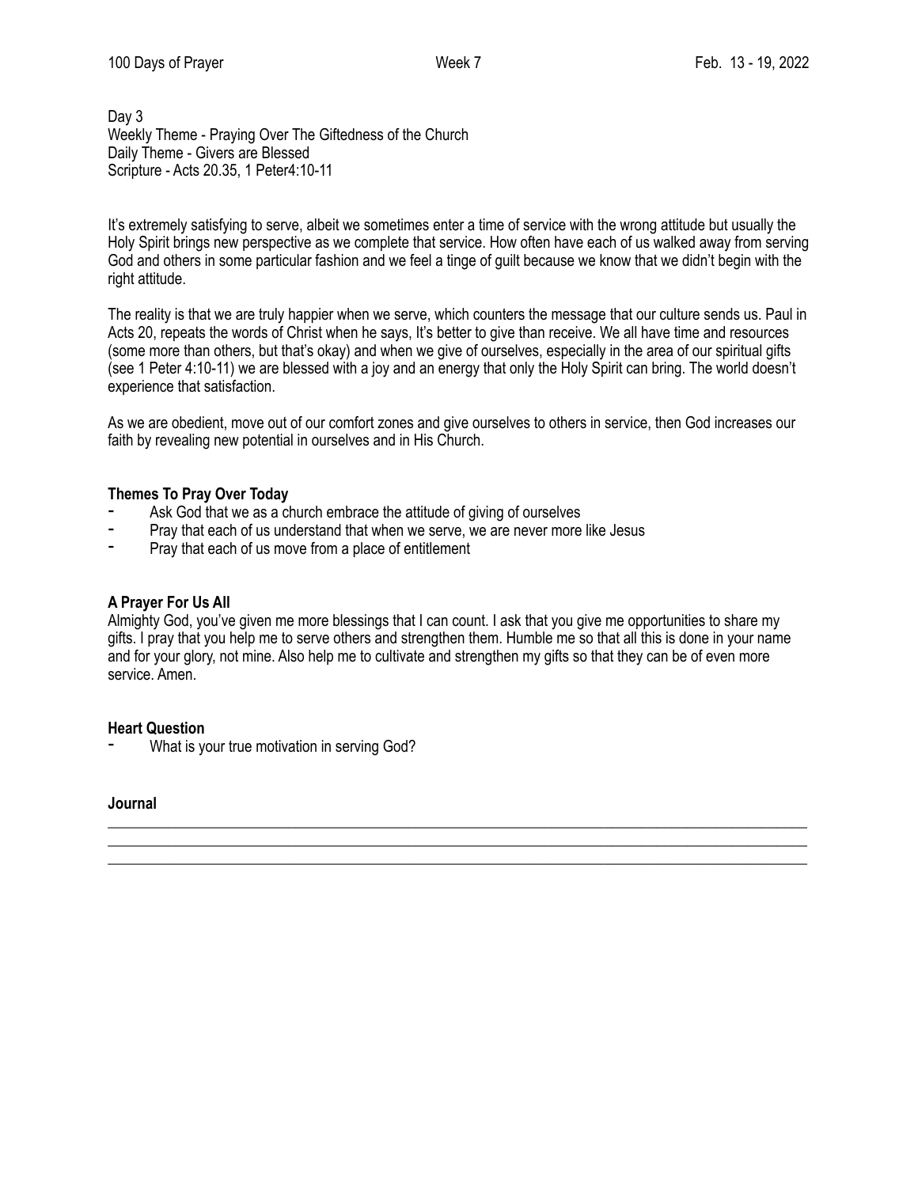Day 3
Weekly Theme - Praying Over The Giftedness of the Church
Daily Theme - Givers are Blessed
Scripture - Acts 20.35, 1 Peter4:10-11

It's extremely satisfying to serve, albeit we sometimes enter a time of service with the wrong attitude but usually the Holy Spirit brings new perspective as we complete that service. How often have each of us walked away from serving God and others in some particular fashion and we feel a tinge of guilt because we know that we didn't begin with the right attitude.

The reality is that we are truly happier when we serve, which counters the message that our culture sends us. Paul in Acts 20, repeats the words of Christ when he says, It's better to give than receive. We all have time and resources (some more than others, but that's okay) and when we give of ourselves, especially in the area of our spiritual gifts (see 1 Peter 4:10-11) we are blessed with a joy and an energy that only the Holy Spirit can bring. The world doesn't experience that satisfaction.

As we are obedient, move out of our comfort zones and give ourselves to others in service, then God increases our faith by revealing new potential in ourselves and in His Church.

**Themes To Pray Over Today**

- Ask God that we as a church embrace the attitude of giving of ourselves
- Pray that each of us understand that when we serve, we are never more like Jesus
- Pray that each of us move from a place of entitlement

**A Prayer For Us All**
Almighty God, you've given me more blessings that I can count. I ask that you give me opportunities to share my gifts. I pray that you help me to serve others and strengthen them. Humble me so that all this is done in your name and for your glory, not mine. Also help me to cultivate and strengthen my gifts so that they can be of even more service. Amen.

**Heart Question**

- What is your true motivation in serving God?

**Journal**

___

___

___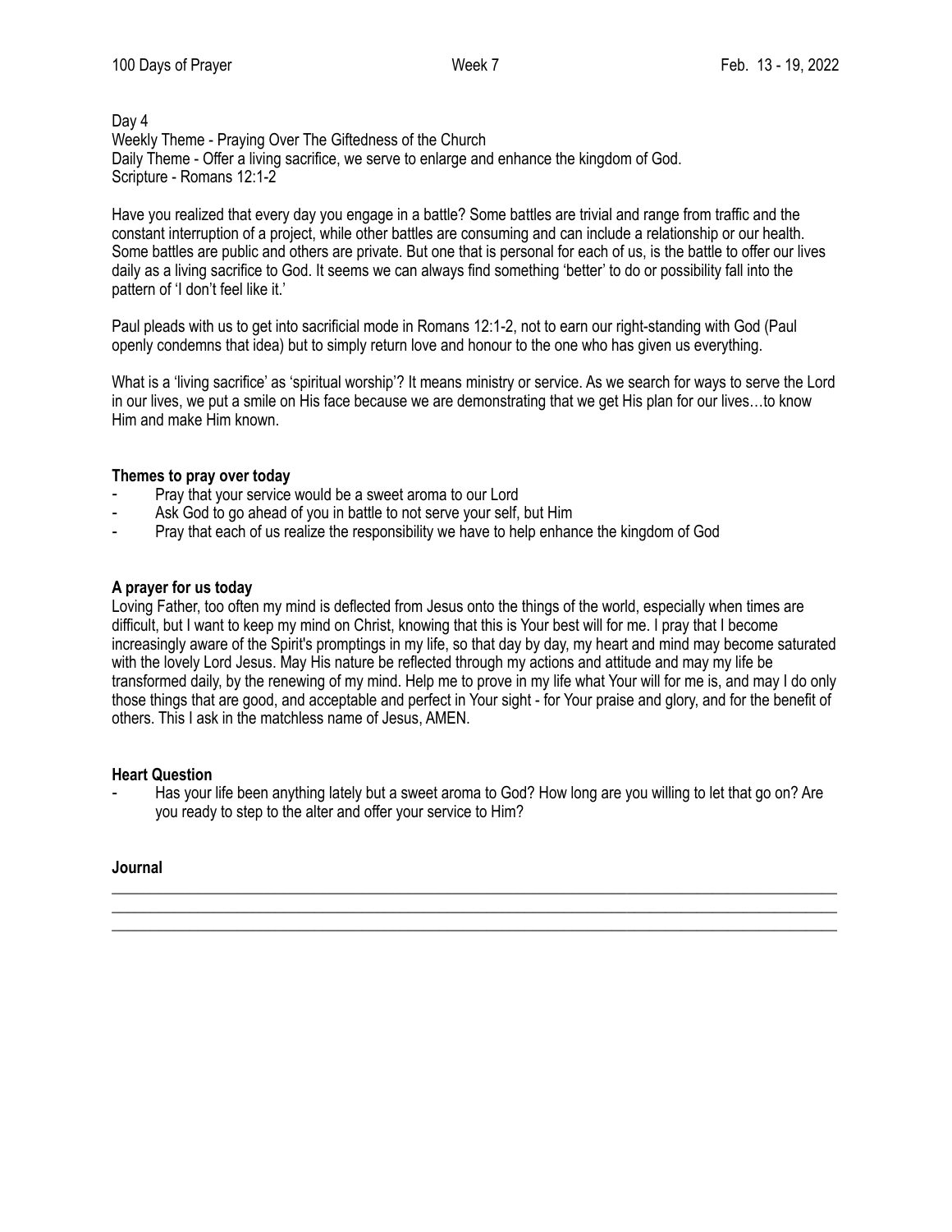Day 4
Weekly Theme - Praying Over The Giftedness of the Church
Daily Theme - Offer a living sacrifice, we serve to enlarge and enhance the kingdom of God.
Scripture - Romans 12:1-2

Have you realized that every day you engage in a battle? Some battles are trivial and range from traffic and the constant interruption of a project, while other battles are consuming and can include a relationship or our health. Some battles are public and others are private. But one that is personal for each of us, is the battle to offer our lives daily as a living sacrifice to God. It seems we can always find something 'better' to do or possibility fall into the pattern of 'I don't feel like it.'

Paul pleads with us to get into sacrificial mode in Romans 12:1-2, not to earn our right-standing with God (Paul openly condemns that idea) but to simply return love and honour to the one who has given us everything.

What is a 'living sacrifice' as 'spiritual worship'? It means ministry or service. As we search for ways to serve the Lord in our lives, we put a smile on His face because we are demonstrating that we get His plan for our lives…to know Him and make Him known.

**Themes to pray over today**

- Pray that your service would be a sweet aroma to our Lord
- Ask God to go ahead of you in battle to not serve your self, but Him
- Pray that each of us realize the responsibility we have to help enhance the kingdom of God

**A prayer for us today**

Loving Father, too often my mind is deflected from Jesus onto the things of the world, especially when times are difficult, but I want to keep my mind on Christ, knowing that this is Your best will for me. I pray that I become increasingly aware of the Spirit's promptings in my life, so that day by day, my heart and mind may become saturated with the lovely Lord Jesus. May His nature be reflected through my actions and attitude and may my life be transformed daily, by the renewing of my mind. Help me to prove in my life what Your will for me is, and may I do only those things that are good, and acceptable and perfect in Your sight - for Your praise and glory, and for the benefit of others. This I ask in the matchless name of Jesus, AMEN.

**Heart Question**

- Has your life been anything lately but a sweet aroma to God? How long are you willing to let that go on? Are you ready to step to the alter and offer your service to Him?

**Journal**

\_\_\_\_\_\_\_\_\_\_\_\_\_\_\_\_\_\_\_\_\_\_\_\_\_\_\_\_\_\_\_\_\_\_\_\_\_\_\_\_\_\_\_\_\_\_\_\_\_\_\_\_\_\_\_\_\_\_\_\_\_\_\_\_\_\_\_\_\_\_\_\_\_\_\_\_\_\_\_\_\_\_
\_\_\_\_\_\_\_\_\_\_\_\_\_\_\_\_\_\_\_\_\_\_\_\_\_\_\_\_\_\_\_\_\_\_\_\_\_\_\_\_\_\_\_\_\_\_\_\_\_\_\_\_\_\_\_\_\_\_\_\_\_\_\_\_\_\_\_\_\_\_\_\_\_\_\_\_\_\_\_\_\_\_
\_\_\_\_\_\_\_\_\_\_\_\_\_\_\_\_\_\_\_\_\_\_\_\_\_\_\_\_\_\_\_\_\_\_\_\_\_\_\_\_\_\_\_\_\_\_\_\_\_\_\_\_\_\_\_\_\_\_\_\_\_\_\_\_\_\_\_\_\_\_\_\_\_\_\_\_\_\_\_\_\_\_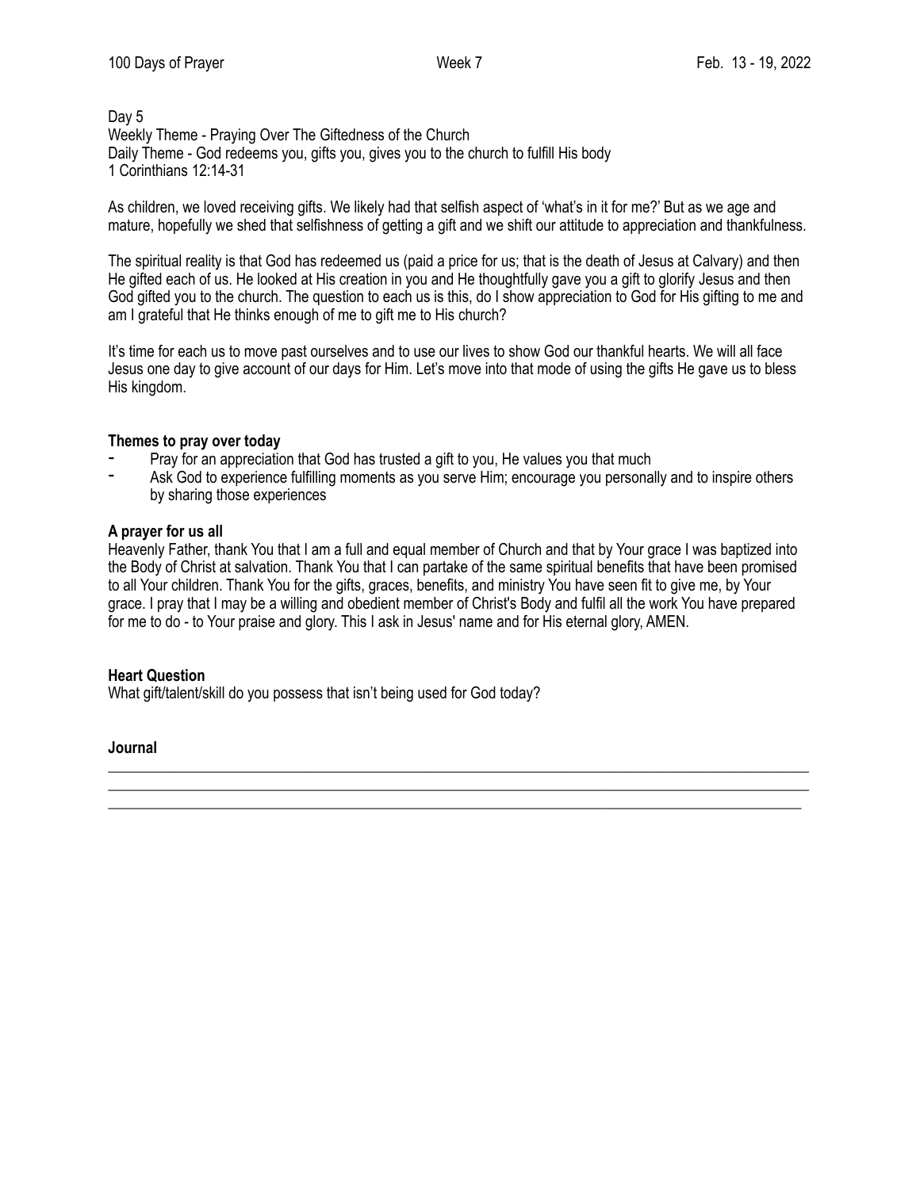Day 5
Weekly Theme - Praying Over The Giftedness of the Church
Daily Theme - God redeems you, gifts you, gives you to the church to fulfill His body
1 Corinthians 12:14-31

As children, we loved receiving gifts. We likely had that selfish aspect of 'what's in it for me?' But as we age and mature, hopefully we shed that selfishness of getting a gift and we shift our attitude to appreciation and thankfulness.

The spiritual reality is that God has redeemed us (paid a price for us; that is the death of Jesus at Calvary) and then He gifted each of us. He looked at His creation in you and He thoughtfully gave you a gift to glorify Jesus and then God gifted you to the church. The question to each us is this, do I show appreciation to God for His gifting to me and am I grateful that He thinks enough of me to gift me to His church?

It's time for each us to move past ourselves and to use our lives to show God our thankful hearts. We will all face Jesus one day to give account of our days for Him. Let's move into that mode of using the gifts He gave us to bless His kingdom.

**Themes to pray over today**

- Pray for an appreciation that God has trusted a gift to you, He values you that much
- Ask God to experience fulfilling moments as you serve Him; encourage you personally and to inspire others by sharing those experiences

**A prayer for us all**
Heavenly Father, thank You that I am a full and equal member of Church and that by Your grace I was baptized into the Body of Christ at salvation. Thank You that I can partake of the same spiritual benefits that have been promised to all Your children. Thank You for the gifts, graces, benefits, and ministry You have seen fit to give me, by Your grace. I pray that I may be a willing and obedient member of Christ's Body and fulfil all the work You have prepared for me to do - to Your praise and glory. This I ask in Jesus' name and for His eternal glory, AMEN.

**Heart Question**
What gift/talent/skill do you possess that isn't being used for God today?

**Journal**

______________________________________________________________________________

______________________________________________________________________________

______________________________________________________________________________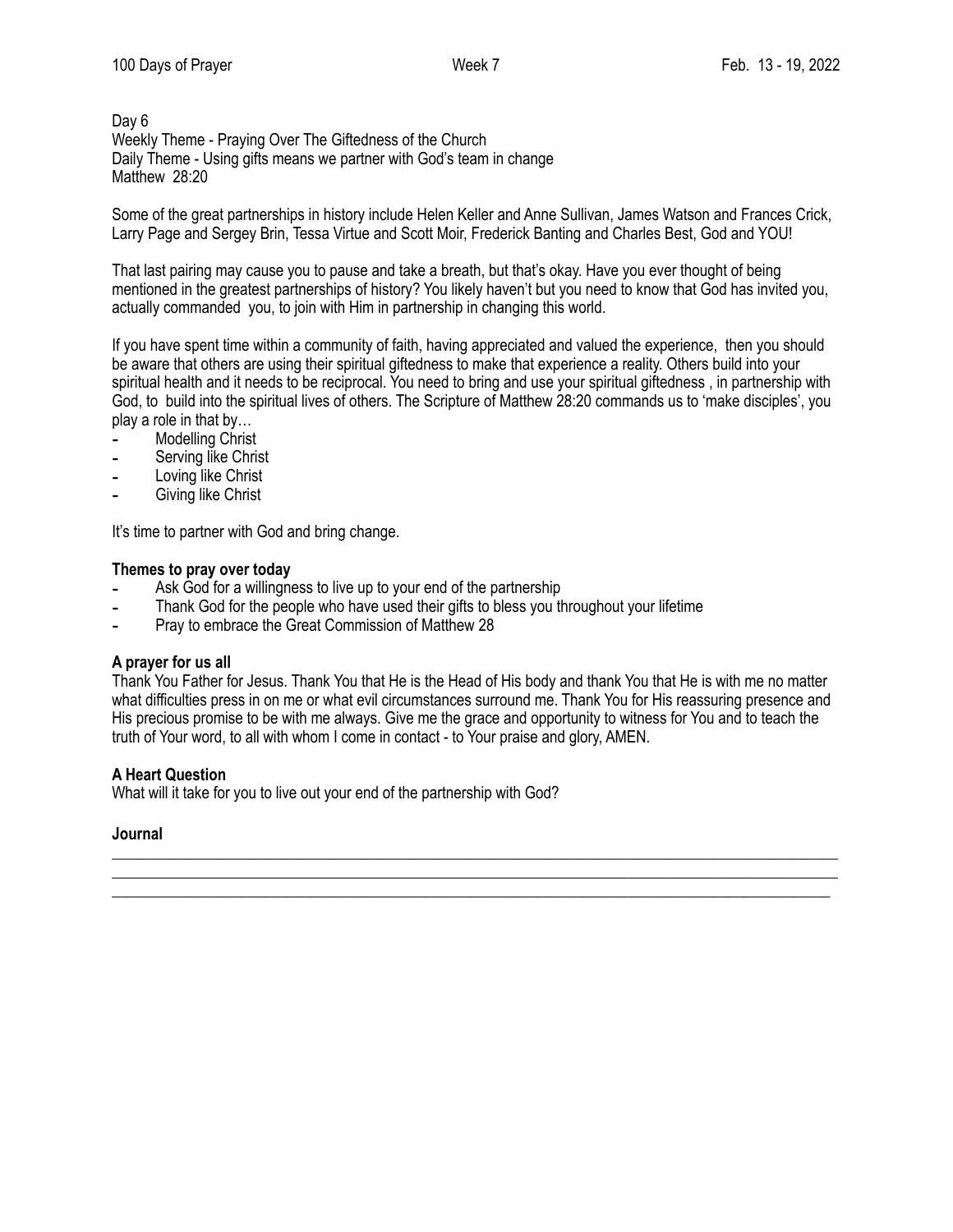Day 6
Weekly Theme - Praying Over The Giftedness of the Church
Daily Theme - Using gifts means we partner with God's team in change
Matthew 28:20

Some of the great partnerships in history include Helen Keller and Anne Sullivan, James Watson and Frances Crick, Larry Page and Sergey Brin, Tessa Virtue and Scott Moir, Frederick Banting and Charles Best, God and YOU!

That last pairing may cause you to pause and take a breath, but that's okay. Have you ever thought of being mentioned in the greatest partnerships of history? You likely haven't but you need to know that God has invited you, actually commanded you, to join with Him in partnership in changing this world.

If you have spent time within a community of faith, having appreciated and valued the experience, then you should be aware that others are using their spiritual giftedness to make that experience a reality. Others build into your spiritual health and it needs to be reciprocal. You need to bring and use your spiritual giftedness , in partnership with God, to build into the spiritual lives of others. The Scripture of Matthew 28:20 commands us to 'make disciples', you play a role in that by…

- Modelling Christ
- Serving like Christ
- Loving like Christ
- Giving like Christ

It's time to partner with God and bring change.

**Themes to pray over today**

- Ask God for a willingness to live up to your end of the partnership
- Thank God for the people who have used their gifts to bless you throughout your lifetime
- Pray to embrace the Great Commission of Matthew 28

**A prayer for us all**
Thank You Father for Jesus. Thank You that He is the Head of His body and thank You that He is with me no matter what difficulties press in on me or what evil circumstances surround me. Thank You for His reassuring presence and His precious promise to be with me always. Give me the grace and opportunity to witness for You and to teach the truth of Your word, to all with whom I come in contact - to Your praise and glory, AMEN.

**A Heart Question**
What will it take for you to live out your end of the partnership with God?

**Journal**

_______________________________________________________________________________________
_______________________________________________________________________________________
_______________________________________________________________________________________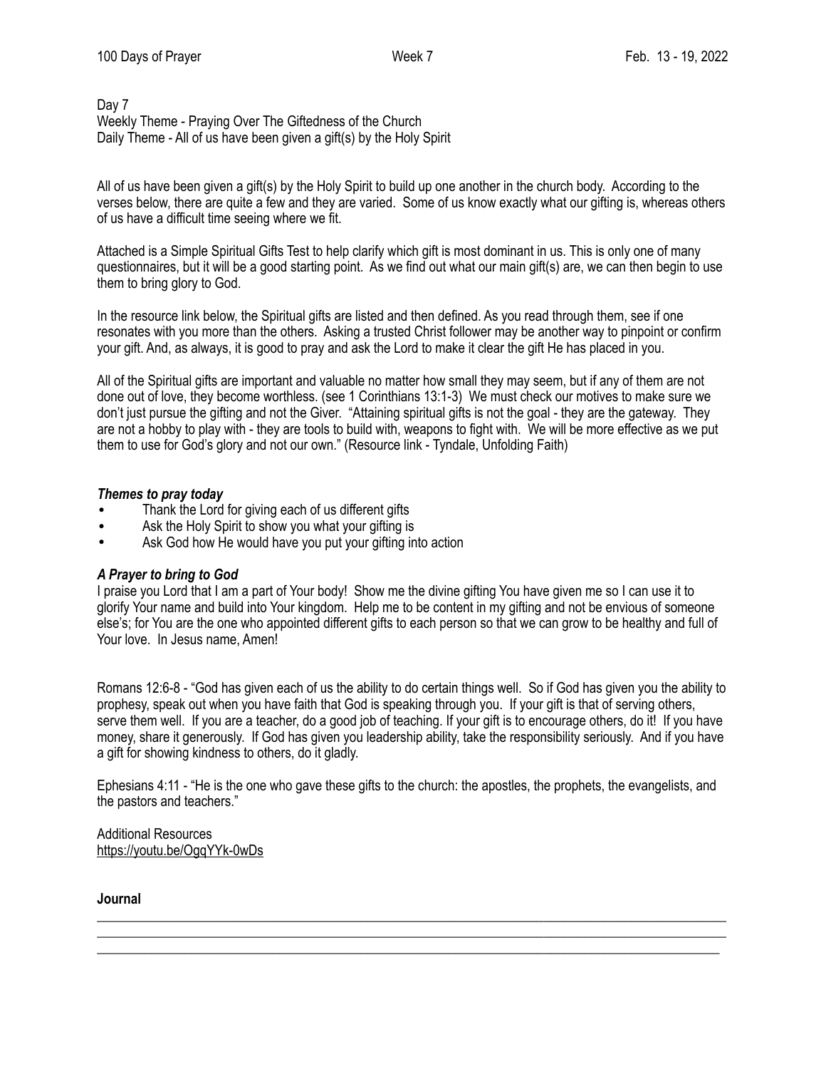Day 7
Weekly Theme - Praying Over The Giftedness of the Church
Daily Theme - All of us have been given a gift(s) by the Holy Spirit

All of us have been given a gift(s) by the Holy Spirit to build up one another in the church body. According to the verses below, there are quite a few and they are varied. Some of us know exactly what our gifting is, whereas others of us have a difficult time seeing where we fit.

Attached is a Simple Spiritual Gifts Test to help clarify which gift is most dominant in us. This is only one of many questionnaires, but it will be a good starting point. As we find out what our main gift(s) are, we can then begin to use them to bring glory to God.

In the resource link below, the Spiritual gifts are listed and then defined. As you read through them, see if one resonates with you more than the others. Asking a trusted Christ follower may be another way to pinpoint or confirm your gift. And, as always, it is good to pray and ask the Lord to make it clear the gift He has placed in you.

All of the Spiritual gifts are important and valuable no matter how small they may seem, but if any of them are not done out of love, they become worthless. (see 1 Corinthians 13:1-3) We must check our motives to make sure we don't just pursue the gifting and not the Giver. "Attaining spiritual gifts is not the goal - they are the gateway. They are not a hobby to play with - they are tools to build with, weapons to fight with. We will be more effective as we put them to use for God's glory and not our own." (Resource link - Tyndale, Unfolding Faith)

***Themes to pray today***

- Thank the Lord for giving each of us different gifts
- Ask the Holy Spirit to show you what your gifting is
- Ask God how He would have you put your gifting into action

***A Prayer to bring to God***

I praise you Lord that I am a part of Your body! Show me the divine gifting You have given me so I can use it to glorify Your name and build into Your kingdom. Help me to be content in my gifting and not be envious of someone else's; for You are the one who appointed different gifts to each person so that we can grow to be healthy and full of Your love. In Jesus name, Amen!

Romans 12:6-8 - "God has given each of us the ability to do certain things well. So if God has given you the ability to prophesy, speak out when you have faith that God is speaking through you. If your gift is that of serving others, serve them well. If you are a teacher, do a good job of teaching. If your gift is to encourage others, do it! If you have money, share it generously. If God has given you leadership ability, take the responsibility seriously. And if you have a gift for showing kindness to others, do it gladly.

Ephesians 4:11 - "He is the one who gave these gifts to the church: the apostles, the prophets, the evangelists, and the pastors and teachers."

Additional Resources
https://youtu.be/OgqYYk-0wDs

**Journal**

______________________________________________________________________________
______________________________________________________________________________
______________________________________________________________________________